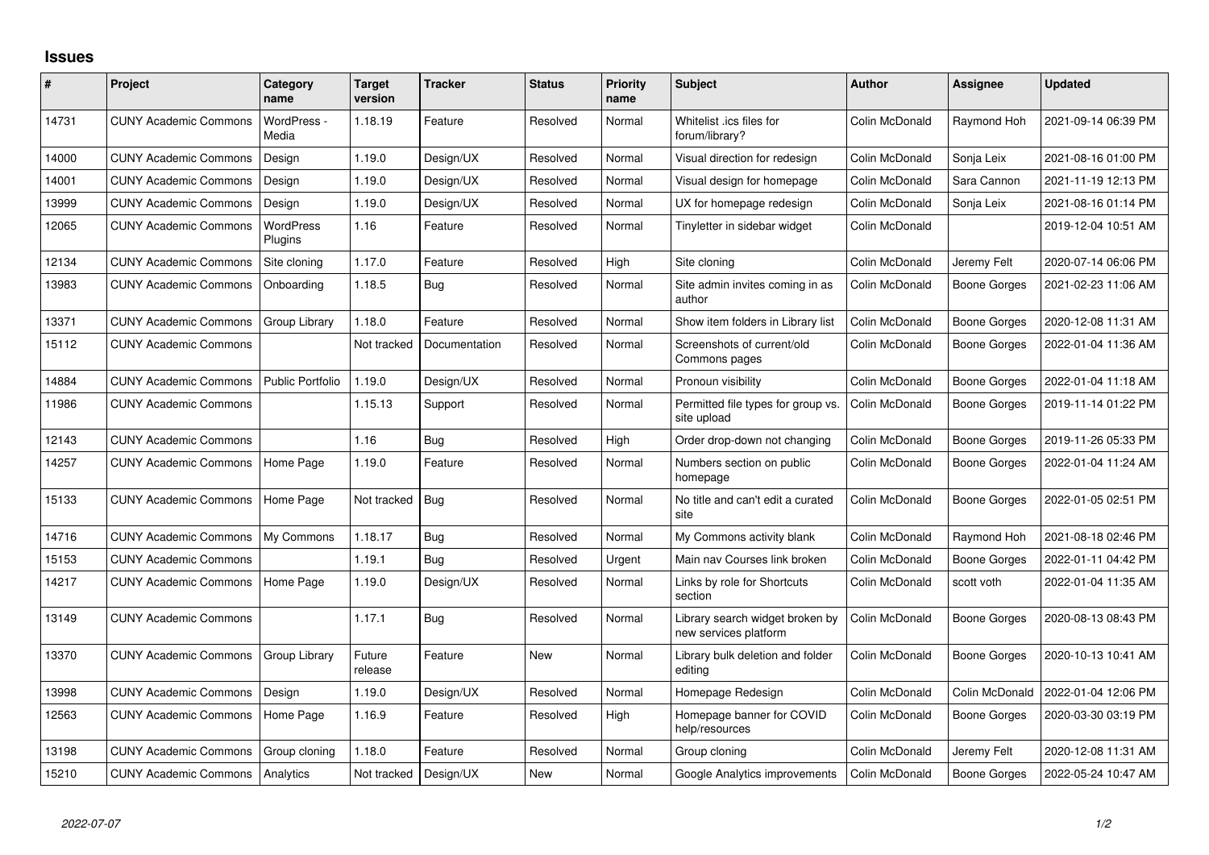# Issues

| # | Project | Category name | Target version | Tracker | Status | Priority name | Subject | Author | Assignee | Updated |
|---|---|---|---|---|---|---|---|---|---|---|
| 14731 | CUNY Academic Commons | WordPress - Media | 1.18.19 | Feature | Resolved | Normal | Whitelist .ics files for forum/library? | Colin McDonald | Raymond Hoh | 2021-09-14 06:39 PM |
| 14000 | CUNY Academic Commons | Design | 1.19.0 | Design/UX | Resolved | Normal | Visual direction for redesign | Colin McDonald | Sonja Leix | 2021-08-16 01:00 PM |
| 14001 | CUNY Academic Commons | Design | 1.19.0 | Design/UX | Resolved | Normal | Visual design for homepage | Colin McDonald | Sara Cannon | 2021-11-19 12:13 PM |
| 13999 | CUNY Academic Commons | Design | 1.19.0 | Design/UX | Resolved | Normal | UX for homepage redesign | Colin McDonald | Sonja Leix | 2021-08-16 01:14 PM |
| 12065 | CUNY Academic Commons | WordPress Plugins | 1.16 | Feature | Resolved | Normal | Tinyletter in sidebar widget | Colin McDonald | | 2019-12-04 10:51 AM |
| 12134 | CUNY Academic Commons | Site cloning | 1.17.0 | Feature | Resolved | High | Site cloning | Colin McDonald | Jeremy Felt | 2020-07-14 06:06 PM |
| 13983 | CUNY Academic Commons | Onboarding | 1.18.5 | Bug | Resolved | Normal | Site admin invites coming in as author | Colin McDonald | Boone Gorges | 2021-02-23 11:06 AM |
| 13371 | CUNY Academic Commons | Group Library | 1.18.0 | Feature | Resolved | Normal | Show item folders in Library list | Colin McDonald | Boone Gorges | 2020-12-08 11:31 AM |
| 15112 | CUNY Academic Commons | | Not tracked | Documentation | Resolved | Normal | Screenshots of current/old Commons pages | Colin McDonald | Boone Gorges | 2022-01-04 11:36 AM |
| 14884 | CUNY Academic Commons | Public Portfolio | 1.19.0 | Design/UX | Resolved | Normal | Pronoun visibility | Colin McDonald | Boone Gorges | 2022-01-04 11:18 AM |
| 11986 | CUNY Academic Commons | | 1.15.13 | Support | Resolved | Normal | Permitted file types for group vs. site upload | Colin McDonald | Boone Gorges | 2019-11-14 01:22 PM |
| 12143 | CUNY Academic Commons | | 1.16 | Bug | Resolved | High | Order drop-down not changing | Colin McDonald | Boone Gorges | 2019-11-26 05:33 PM |
| 14257 | CUNY Academic Commons | Home Page | 1.19.0 | Feature | Resolved | Normal | Numbers section on public homepage | Colin McDonald | Boone Gorges | 2022-01-04 11:24 AM |
| 15133 | CUNY Academic Commons | Home Page | Not tracked | Bug | Resolved | Normal | No title and can't edit a curated site | Colin McDonald | Boone Gorges | 2022-01-05 02:51 PM |
| 14716 | CUNY Academic Commons | My Commons | 1.18.17 | Bug | Resolved | Normal | My Commons activity blank | Colin McDonald | Raymond Hoh | 2021-08-18 02:46 PM |
| 15153 | CUNY Academic Commons | | 1.19.1 | Bug | Resolved | Urgent | Main nav Courses link broken | Colin McDonald | Boone Gorges | 2022-01-11 04:42 PM |
| 14217 | CUNY Academic Commons | Home Page | 1.19.0 | Design/UX | Resolved | Normal | Links by role for Shortcuts section | Colin McDonald | scott voth | 2022-01-04 11:35 AM |
| 13149 | CUNY Academic Commons | | 1.17.1 | Bug | Resolved | Normal | Library search widget broken by new services platform | Colin McDonald | Boone Gorges | 2020-08-13 08:43 PM |
| 13370 | CUNY Academic Commons | Group Library | Future release | Feature | New | Normal | Library bulk deletion and folder editing | Colin McDonald | Boone Gorges | 2020-10-13 10:41 AM |
| 13998 | CUNY Academic Commons | Design | 1.19.0 | Design/UX | Resolved | Normal | Homepage Redesign | Colin McDonald | Colin McDonald | 2022-01-04 12:06 PM |
| 12563 | CUNY Academic Commons | Home Page | 1.16.9 | Feature | Resolved | High | Homepage banner for COVID help/resources | Colin McDonald | Boone Gorges | 2020-03-30 03:19 PM |
| 13198 | CUNY Academic Commons | Group cloning | 1.18.0 | Feature | Resolved | Normal | Group cloning | Colin McDonald | Jeremy Felt | 2020-12-08 11:31 AM |
| 15210 | CUNY Academic Commons | Analytics | Not tracked | Design/UX | New | Normal | Google Analytics improvements | Colin McDonald | Boone Gorges | 2022-05-24 10:47 AM |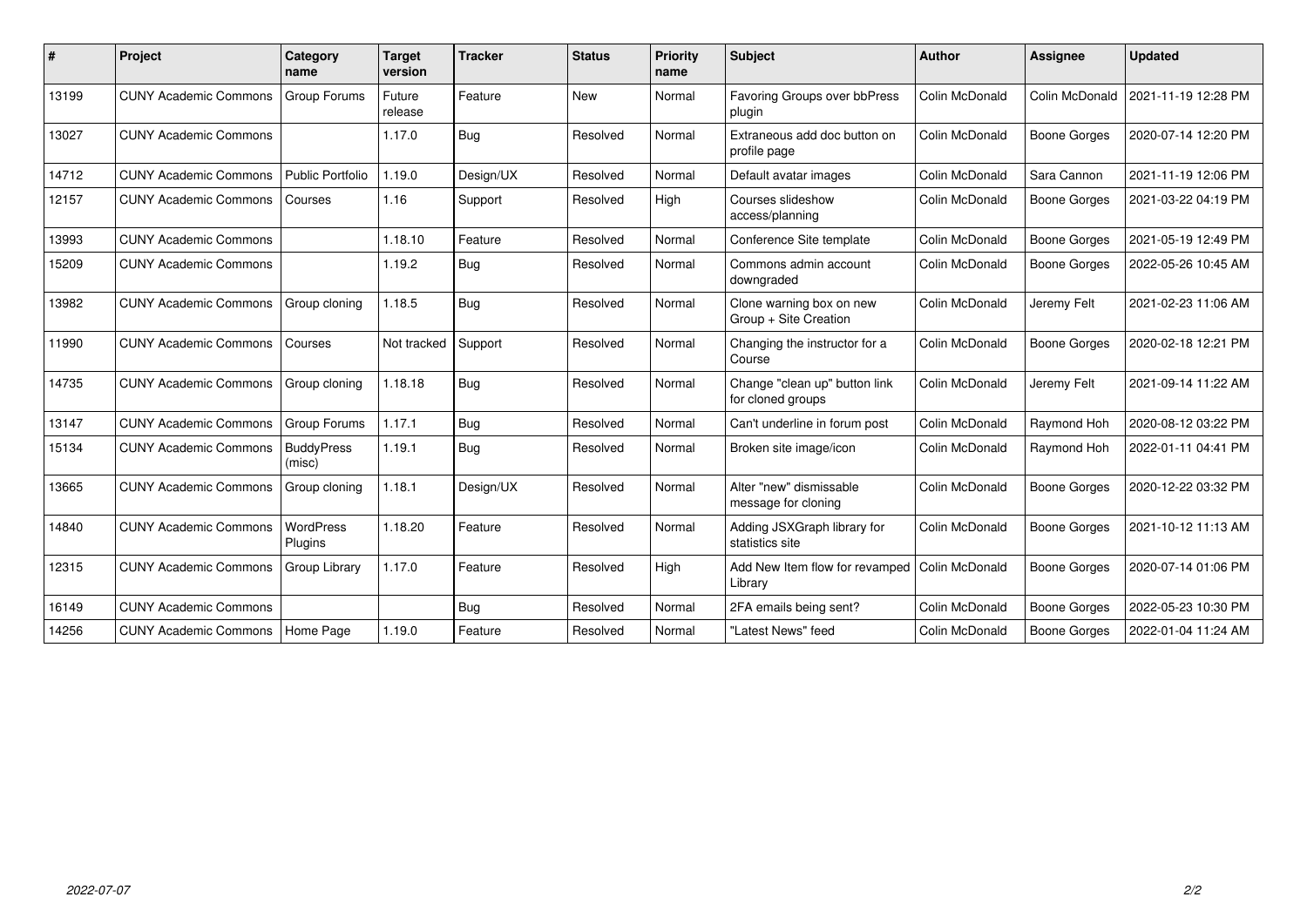| # | Project | Category name | Target version | Tracker | Status | Priority name | Subject | Author | Assignee | Updated |
|---|---|---|---|---|---|---|---|---|---|---|
| 13199 | CUNY Academic Commons | Group Forums | Future release | Feature | New | Normal | Favoring Groups over bbPress plugin | Colin McDonald | Colin McDonald | 2021-11-19 12:28 PM |
| 13027 | CUNY Academic Commons | | 1.17.0 | Bug | Resolved | Normal | Extraneous add doc button on profile page | Colin McDonald | Boone Gorges | 2020-07-14 12:20 PM |
| 14712 | CUNY Academic Commons | Public Portfolio | 1.19.0 | Design/UX | Resolved | Normal | Default avatar images | Colin McDonald | Sara Cannon | 2021-11-19 12:06 PM |
| 12157 | CUNY Academic Commons | Courses | 1.16 | Support | Resolved | High | Courses slideshow access/planning | Colin McDonald | Boone Gorges | 2021-03-22 04:19 PM |
| 13993 | CUNY Academic Commons | | 1.18.10 | Feature | Resolved | Normal | Conference Site template | Colin McDonald | Boone Gorges | 2021-05-19 12:49 PM |
| 15209 | CUNY Academic Commons | | 1.19.2 | Bug | Resolved | Normal | Commons admin account downgraded | Colin McDonald | Boone Gorges | 2022-05-26 10:45 AM |
| 13982 | CUNY Academic Commons | Group cloning | 1.18.5 | Bug | Resolved | Normal | Clone warning box on new Group + Site Creation | Colin McDonald | Jeremy Felt | 2021-02-23 11:06 AM |
| 11990 | CUNY Academic Commons | Courses | Not tracked | Support | Resolved | Normal | Changing the instructor for a Course | Colin McDonald | Boone Gorges | 2020-02-18 12:21 PM |
| 14735 | CUNY Academic Commons | Group cloning | 1.18.18 | Bug | Resolved | Normal | Change "clean up" button link for cloned groups | Colin McDonald | Jeremy Felt | 2021-09-14 11:22 AM |
| 13147 | CUNY Academic Commons | Group Forums | 1.17.1 | Bug | Resolved | Normal | Can't underline in forum post | Colin McDonald | Raymond Hoh | 2020-08-12 03:22 PM |
| 15134 | CUNY Academic Commons | BuddyPress (misc) | 1.19.1 | Bug | Resolved | Normal | Broken site image/icon | Colin McDonald | Raymond Hoh | 2022-01-11 04:41 PM |
| 13665 | CUNY Academic Commons | Group cloning | 1.18.1 | Design/UX | Resolved | Normal | Alter "new" dismissable message for cloning | Colin McDonald | Boone Gorges | 2020-12-22 03:32 PM |
| 14840 | CUNY Academic Commons | WordPress Plugins | 1.18.20 | Feature | Resolved | Normal | Adding JSXGraph library for statistics site | Colin McDonald | Boone Gorges | 2021-10-12 11:13 AM |
| 12315 | CUNY Academic Commons | Group Library | 1.17.0 | Feature | Resolved | High | Add New Item flow for revamped Library | Colin McDonald | Boone Gorges | 2020-07-14 01:06 PM |
| 16149 | CUNY Academic Commons | | | Bug | Resolved | Normal | 2FA emails being sent? | Colin McDonald | Boone Gorges | 2022-05-23 10:30 PM |
| 14256 | CUNY Academic Commons | Home Page | 1.19.0 | Feature | Resolved | Normal | "Latest News" feed | Colin McDonald | Boone Gorges | 2022-01-04 11:24 AM |